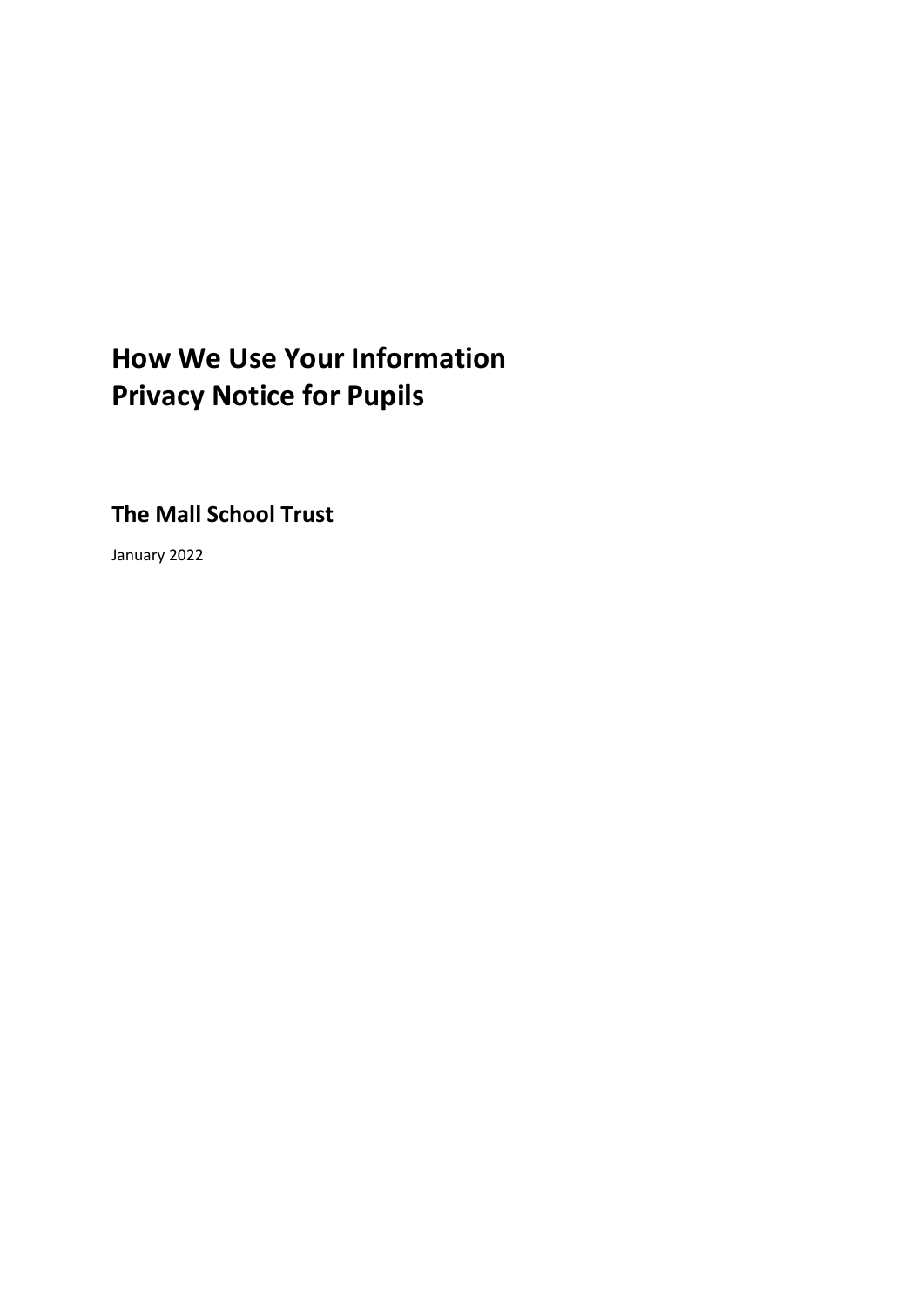# How We Use Your Information
# Privacy Notice for Pupils

## The Mall School Trust

January 2022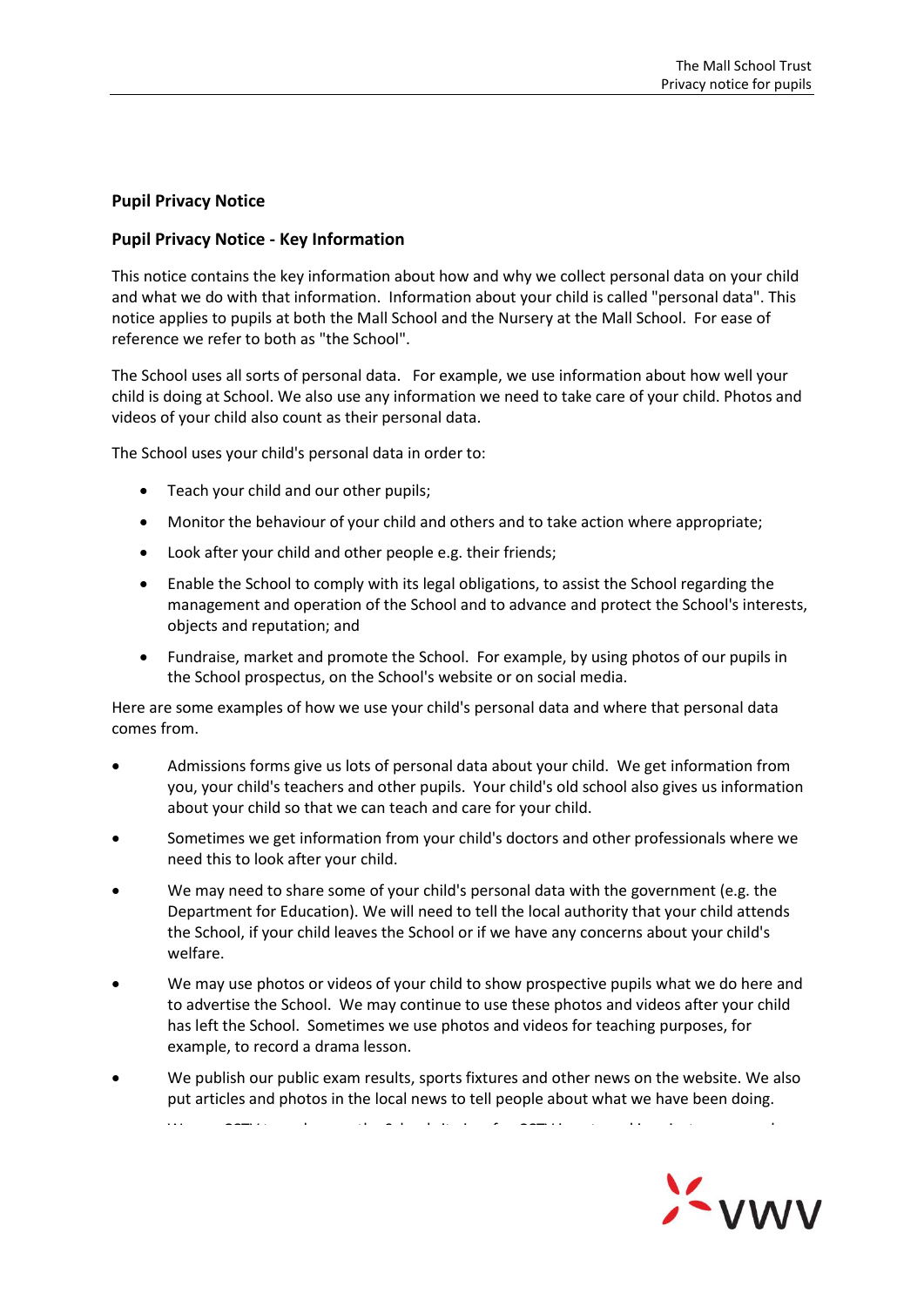**Pupil Privacy Notice**

**Pupil Privacy Notice - Key Information**

This notice contains the key information about how and why we collect personal data on your child and what we do with that information. Information about your child is called "personal data". This notice applies to pupils at both the Mall School and the Nursery at the Mall School. For ease of reference we refer to both as "the School".

The School uses all sorts of personal data. For example, we use information about how well your child is doing at School. We also use any information we need to take care of your child. Photos and videos of your child also count as their personal data.

The School uses your child's personal data in order to:

- Teach your child and our other pupils;
- Monitor the behaviour of your child and others and to take action where appropriate;
- Look after your child and other people e.g. their friends;
- Enable the School to comply with its legal obligations, to assist the School regarding the management and operation of the School and to advance and protect the School's interests, objects and reputation; and
- Fundraise, market and promote the School. For example, by using photos of our pupils in the School prospectus, on the School's website or on social media.

Here are some examples of how we use your child's personal data and where that personal data comes from.

- Admissions forms give us lots of personal data about your child. We get information from you, your child's teachers and other pupils. Your child's old school also gives us information about your child so that we can teach and care for your child.
- Sometimes we get information from your child's doctors and other professionals where we need this to look after your child.
- We may need to share some of your child's personal data with the government (e.g. the Department for Education). We will need to tell the local authority that your child attends the School, if your child leaves the School or if we have any concerns about your child's welfare.
- We may use photos or videos of your child to show prospective pupils what we do here and to advertise the School. We may continue to use these photos and videos after your child has left the School. Sometimes we use photos and videos for teaching purposes, for example, to record a drama lesson.
- We publish our public exam results, sports fixtures and other news on the website. We also put articles and photos in the local news to tell people about what we have been doing.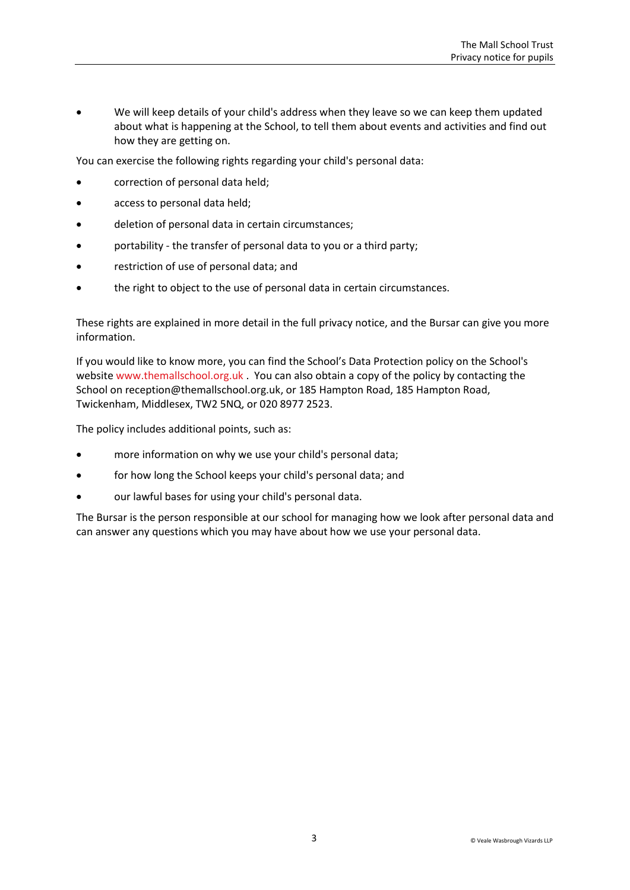- We will keep details of your child's address when they leave so we can keep them updated about what is happening at the School, to tell them about events and activities and find out how they are getting on.

You can exercise the following rights regarding your child's personal data:

- correction of personal data held;
- access to personal data held;
- deletion of personal data in certain circumstances;
- portability - the transfer of personal data to you or a third party;
- restriction of use of personal data; and
- the right to object to the use of personal data in certain circumstances.

These rights are explained in more detail in the full privacy notice, and the Bursar can give you more information.

If you would like to know more, you can find the School's Data Protection policy on the School's website www.themallschool.org.uk . You can also obtain a copy of the policy by contacting the School on reception@themallschool.org.uk, or 185 Hampton Road, 185 Hampton Road, Twickenham, Middlesex, TW2 5NQ, or 020 8977 2523.

The policy includes additional points, such as:

- more information on why we use your child's personal data;
- for how long the School keeps your child's personal data; and
- our lawful bases for using your child's personal data.

The Bursar is the person responsible at our school for managing how we look after personal data and can answer any questions which you may have about how we use your personal data.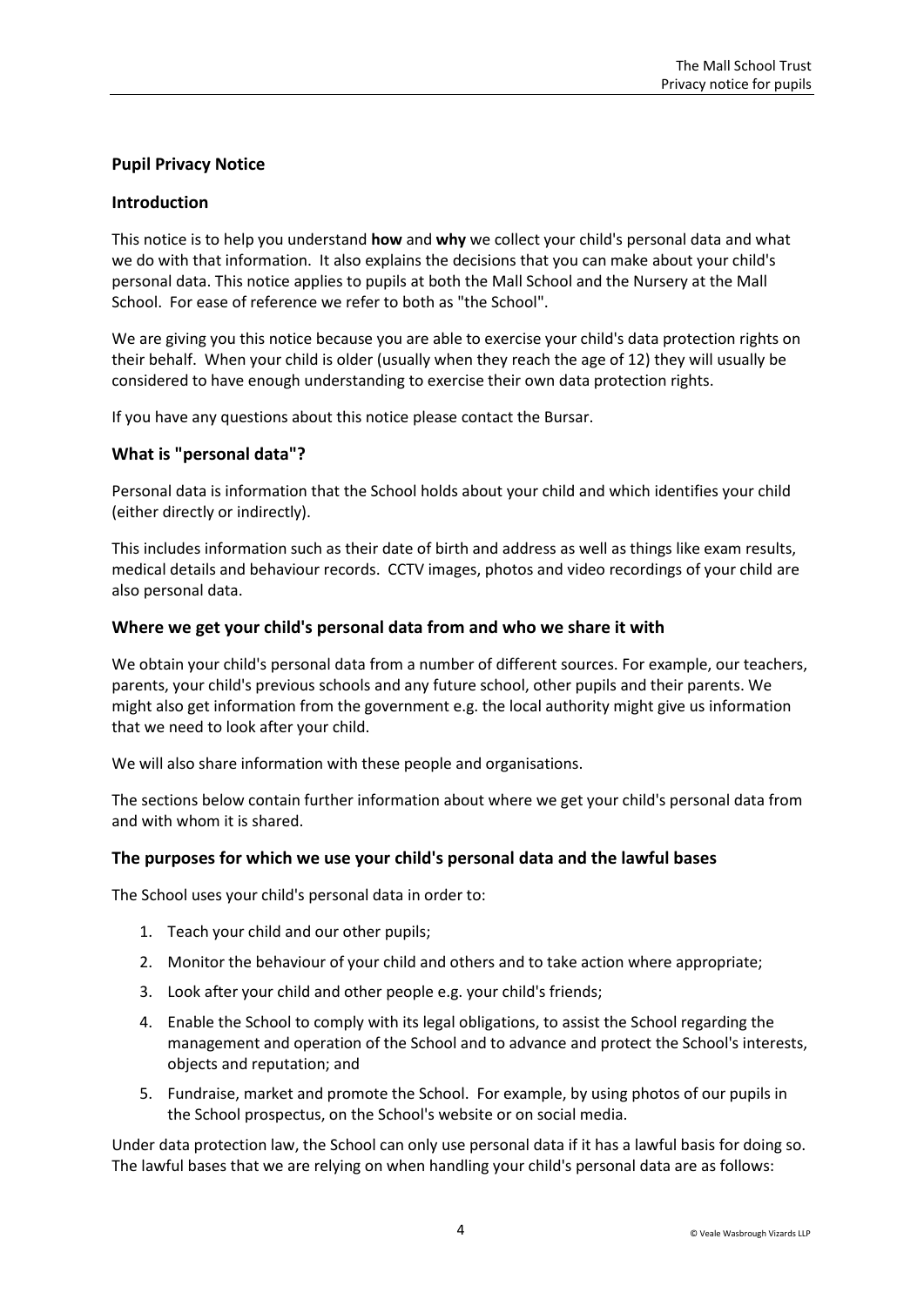**Pupil Privacy Notice**

## Introduction

This notice is to help you understand **how** and **why** we collect your child's personal data and what we do with that information. It also explains the decisions that you can make about your child's personal data. This notice applies to pupils at both the Mall School and the Nursery at the Mall School. For ease of reference we refer to both as "the School".

We are giving you this notice because you are able to exercise your child's data protection rights on their behalf. When your child is older (usually when they reach the age of 12) they will usually be considered to have enough understanding to exercise their own data protection rights.

If you have any questions about this notice please contact the Bursar.

## What is "personal data"?

Personal data is information that the School holds about your child and which identifies your child (either directly or indirectly).

This includes information such as their date of birth and address as well as things like exam results, medical details and behaviour records. CCTV images, photos and video recordings of your child are also personal data.

## Where we get your child's personal data from and who we share it with

We obtain your child's personal data from a number of different sources. For example, our teachers, parents, your child's previous schools and any future school, other pupils and their parents. We might also get information from the government e.g. the local authority might give us information that we need to look after your child.

We will also share information with these people and organisations.

The sections below contain further information about where we get your child's personal data from and with whom it is shared.

## The purposes for which we use your child's personal data and the lawful bases

The School uses your child's personal data in order to:

1. Teach your child and our other pupils;
2. Monitor the behaviour of your child and others and to take action where appropriate;
3. Look after your child and other people e.g. your child's friends;
4. Enable the School to comply with its legal obligations, to assist the School regarding the management and operation of the School and to advance and protect the School's interests, objects and reputation; and
5. Fundraise, market and promote the School. For example, by using photos of our pupils in the School prospectus, on the School's website or on social media.

Under data protection law, the School can only use personal data if it has a lawful basis for doing so. The lawful bases that we are relying on when handling your child's personal data are as follows: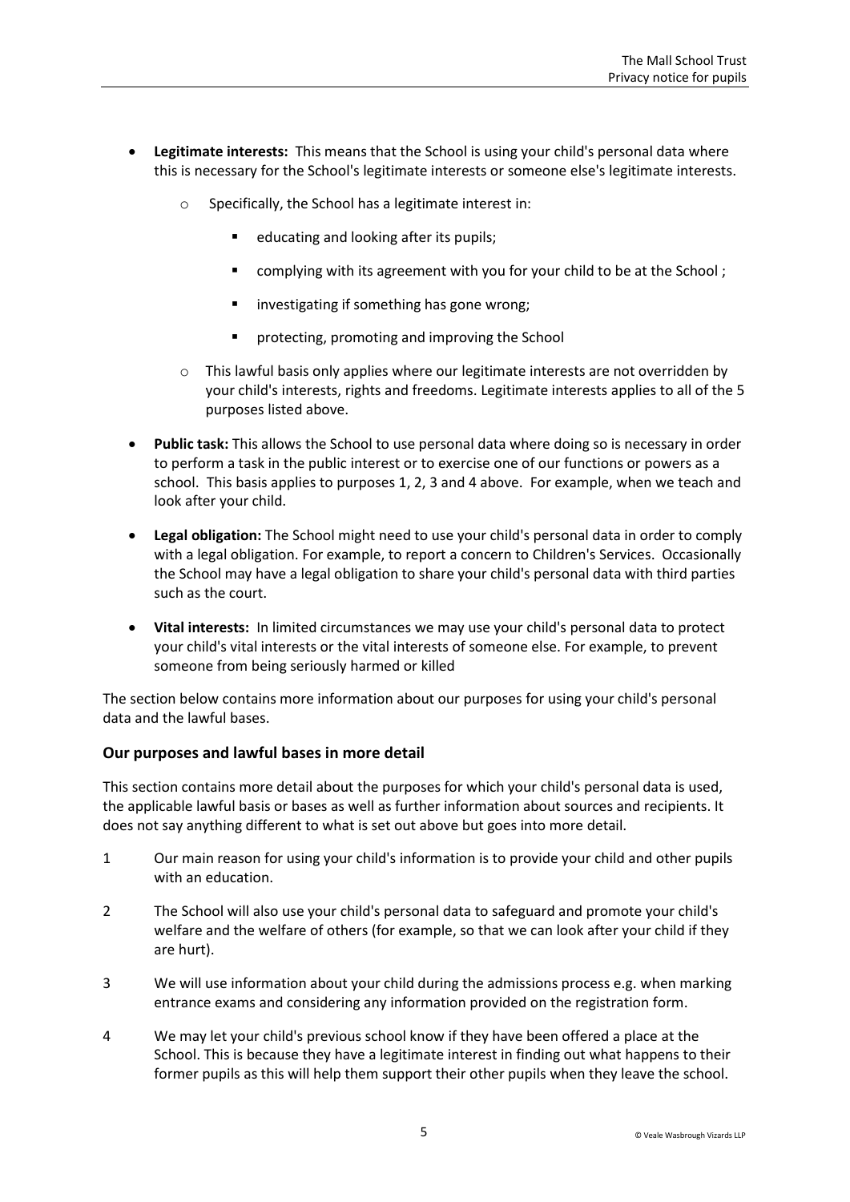- **Legitimate interests:** This means that the School is using your child's personal data where this is necessary for the School's legitimate interests or someone else's legitimate interests.
    - Specifically, the School has a legitimate interest in:
        - educating and looking after its pupils;
        - complying with its agreement with you for your child to be at the School ;
        - investigating if something has gone wrong;
        - protecting, promoting and improving the School
    - This lawful basis only applies where our legitimate interests are not overridden by your child's interests, rights and freedoms. Legitimate interests applies to all of the 5 purposes listed above.
- **Public task:** This allows the School to use personal data where doing so is necessary in order to perform a task in the public interest or to exercise one of our functions or powers as a school. This basis applies to purposes 1, 2, 3 and 4 above. For example, when we teach and look after your child.
- **Legal obligation:** The School might need to use your child's personal data in order to comply with a legal obligation. For example, to report a concern to Children's Services. Occasionally the School may have a legal obligation to share your child's personal data with third parties such as the court.
- **Vital interests:** In limited circumstances we may use your child's personal data to protect your child's vital interests or the vital interests of someone else. For example, to prevent someone from being seriously harmed or killed

The section below contains more information about our purposes for using your child's personal data and the lawful bases.

### Our purposes and lawful bases in more detail

This section contains more detail about the purposes for which your child's personal data is used, the applicable lawful basis or bases as well as further information about sources and recipients. It does not say anything different to what is set out above but goes into more detail.

1. Our main reason for using your child's information is to provide your child and other pupils with an education.
2. The School will also use your child's personal data to safeguard and promote your child's welfare and the welfare of others (for example, so that we can look after your child if they are hurt).
3. We will use information about your child during the admissions process e.g. when marking entrance exams and considering any information provided on the registration form.
4. We may let your child's previous school know if they have been offered a place at the School. This is because they have a legitimate interest in finding out what happens to their former pupils as this will help them support their other pupils when they leave the school.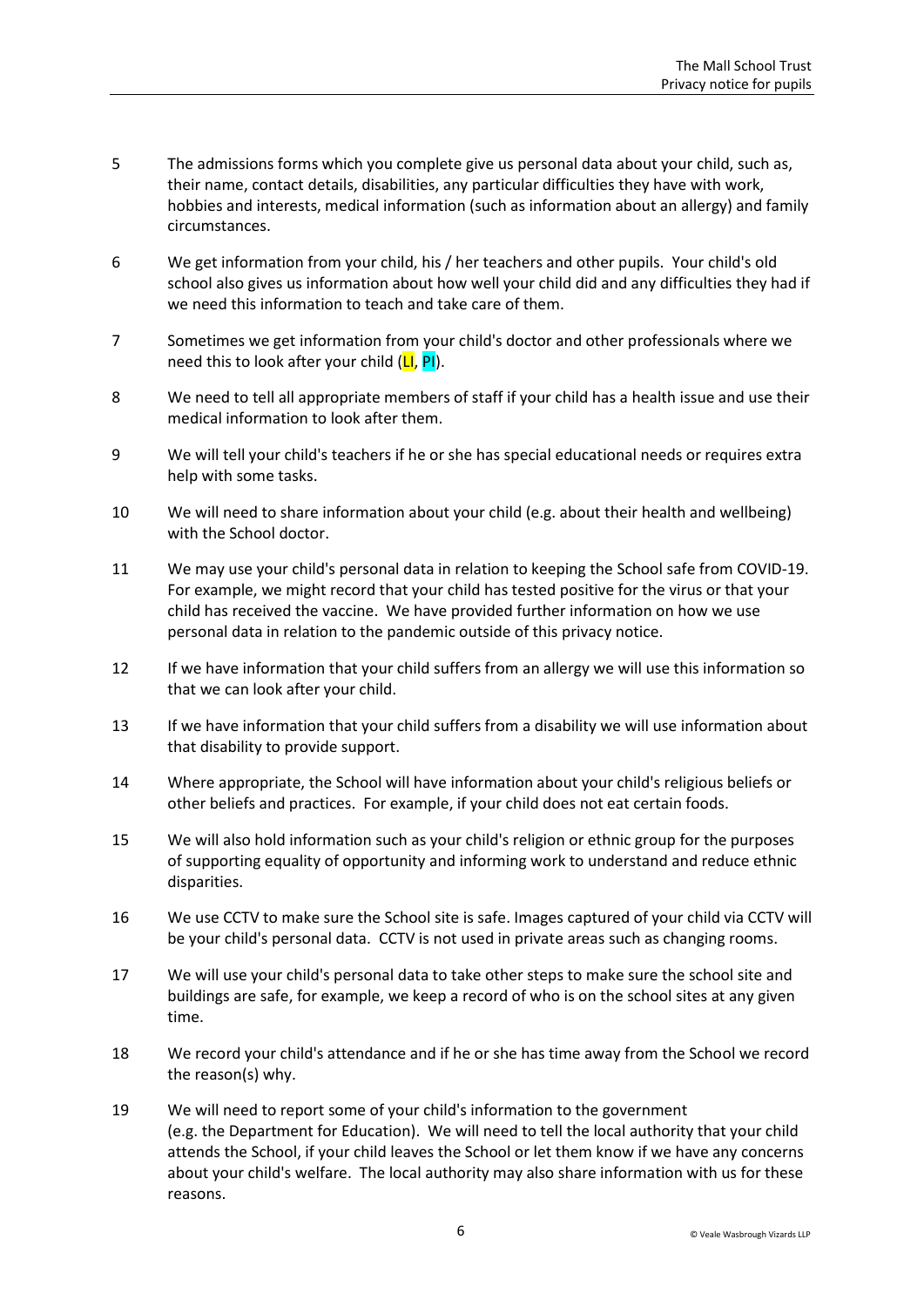5 The admissions forms which you complete give us personal data about your child, such as, their name, contact details, disabilities, any particular difficulties they have with work, hobbies and interests, medical information (such as information about an allergy) and family circumstances.

6 We get information from your child, his / her teachers and other pupils. Your child's old school also gives us information about how well your child did and any difficulties they had if we need this information to teach and take care of them.

7 Sometimes we get information from your child's doctor and other professionals where we need this to look after your child (LI, PI).

8 We need to tell all appropriate members of staff if your child has a health issue and use their medical information to look after them.

9 We will tell your child's teachers if he or she has special educational needs or requires extra help with some tasks.

10 We will need to share information about your child (e.g. about their health and wellbeing) with the School doctor.

11 We may use your child's personal data in relation to keeping the School safe from COVID-19. For example, we might record that your child has tested positive for the virus or that your child has received the vaccine. We have provided further information on how we use personal data in relation to the pandemic outside of this privacy notice.

12 If we have information that your child suffers from an allergy we will use this information so that we can look after your child.

13 If we have information that your child suffers from a disability we will use information about that disability to provide support.

14 Where appropriate, the School will have information about your child's religious beliefs or other beliefs and practices. For example, if your child does not eat certain foods.

15 We will also hold information such as your child's religion or ethnic group for the purposes of supporting equality of opportunity and informing work to understand and reduce ethnic disparities.

16 We use CCTV to make sure the School site is safe. Images captured of your child via CCTV will be your child's personal data. CCTV is not used in private areas such as changing rooms.

17 We will use your child's personal data to take other steps to make sure the school site and buildings are safe, for example, we keep a record of who is on the school sites at any given time.

18 We record your child's attendance and if he or she has time away from the School we record the reason(s) why.

19 We will need to report some of your child's information to the government (e.g. the Department for Education). We will need to tell the local authority that your child attends the School, if your child leaves the School or let them know if we have any concerns about your child's welfare. The local authority may also share information with us for these reasons.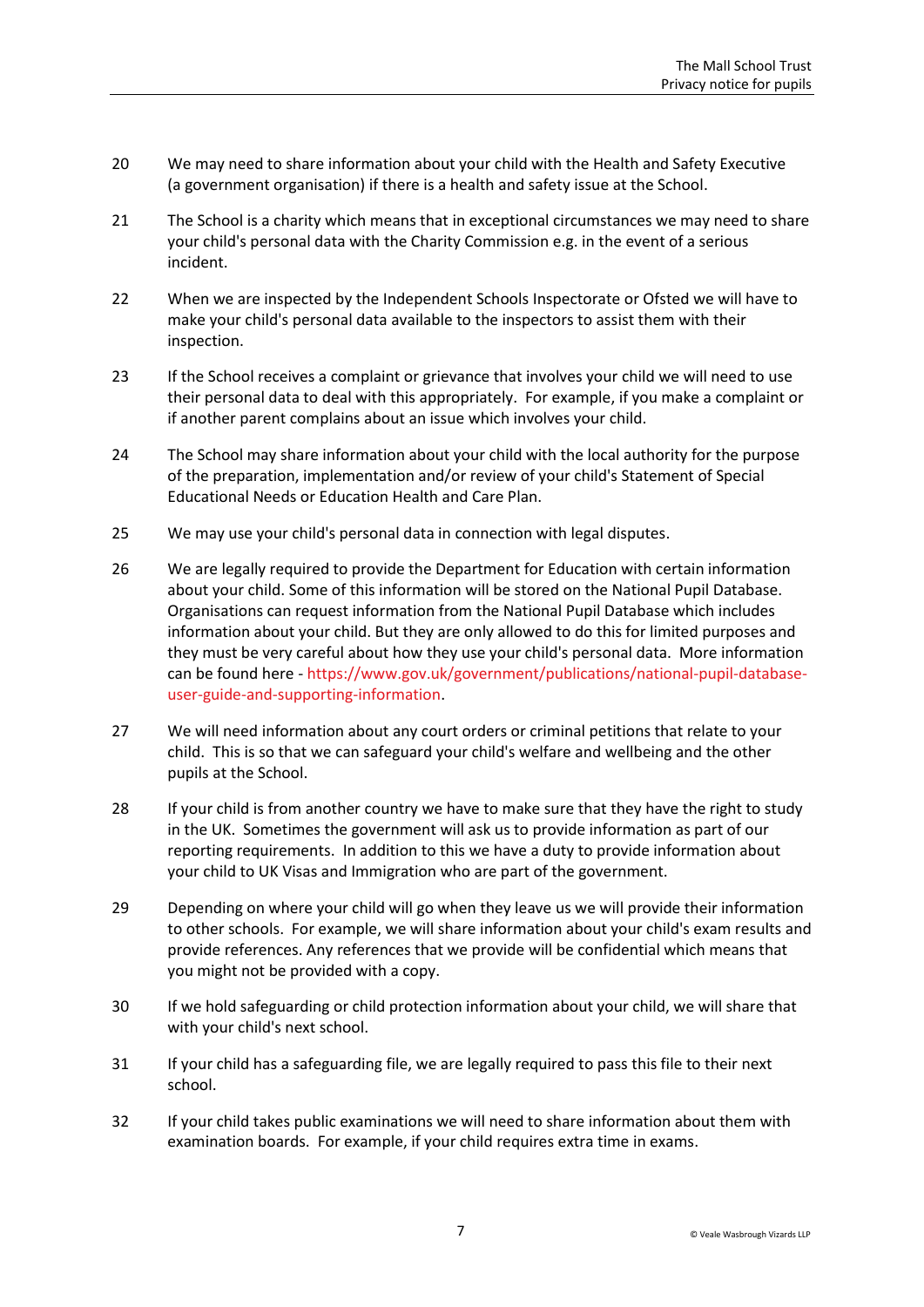20 We may need to share information about your child with the Health and Safety Executive (a government organisation) if there is a health and safety issue at the School.

21 The School is a charity which means that in exceptional circumstances we may need to share your child's personal data with the Charity Commission e.g. in the event of a serious incident.

22 When we are inspected by the Independent Schools Inspectorate or Ofsted we will have to make your child's personal data available to the inspectors to assist them with their inspection.

23 If the School receives a complaint or grievance that involves your child we will need to use their personal data to deal with this appropriately. For example, if you make a complaint or if another parent complains about an issue which involves your child.

24 The School may share information about your child with the local authority for the purpose of the preparation, implementation and/or review of your child's Statement of Special Educational Needs or Education Health and Care Plan.

25 We may use your child's personal data in connection with legal disputes.

26 We are legally required to provide the Department for Education with certain information about your child. Some of this information will be stored on the National Pupil Database. Organisations can request information from the National Pupil Database which includes information about your child. But they are only allowed to do this for limited purposes and they must be very careful about how they use your child's personal data. More information can be found here - https://www.gov.uk/government/publications/national-pupil-database-user-guide-and-supporting-information.

27 We will need information about any court orders or criminal petitions that relate to your child. This is so that we can safeguard your child's welfare and wellbeing and the other pupils at the School.

28 If your child is from another country we have to make sure that they have the right to study in the UK. Sometimes the government will ask us to provide information as part of our reporting requirements. In addition to this we have a duty to provide information about your child to UK Visas and Immigration who are part of the government.

29 Depending on where your child will go when they leave us we will provide their information to other schools. For example, we will share information about your child's exam results and provide references. Any references that we provide will be confidential which means that you might not be provided with a copy.

30 If we hold safeguarding or child protection information about your child, we will share that with your child's next school.

31 If your child has a safeguarding file, we are legally required to pass this file to their next school.

32 If your child takes public examinations we will need to share information about them with examination boards. For example, if your child requires extra time in exams.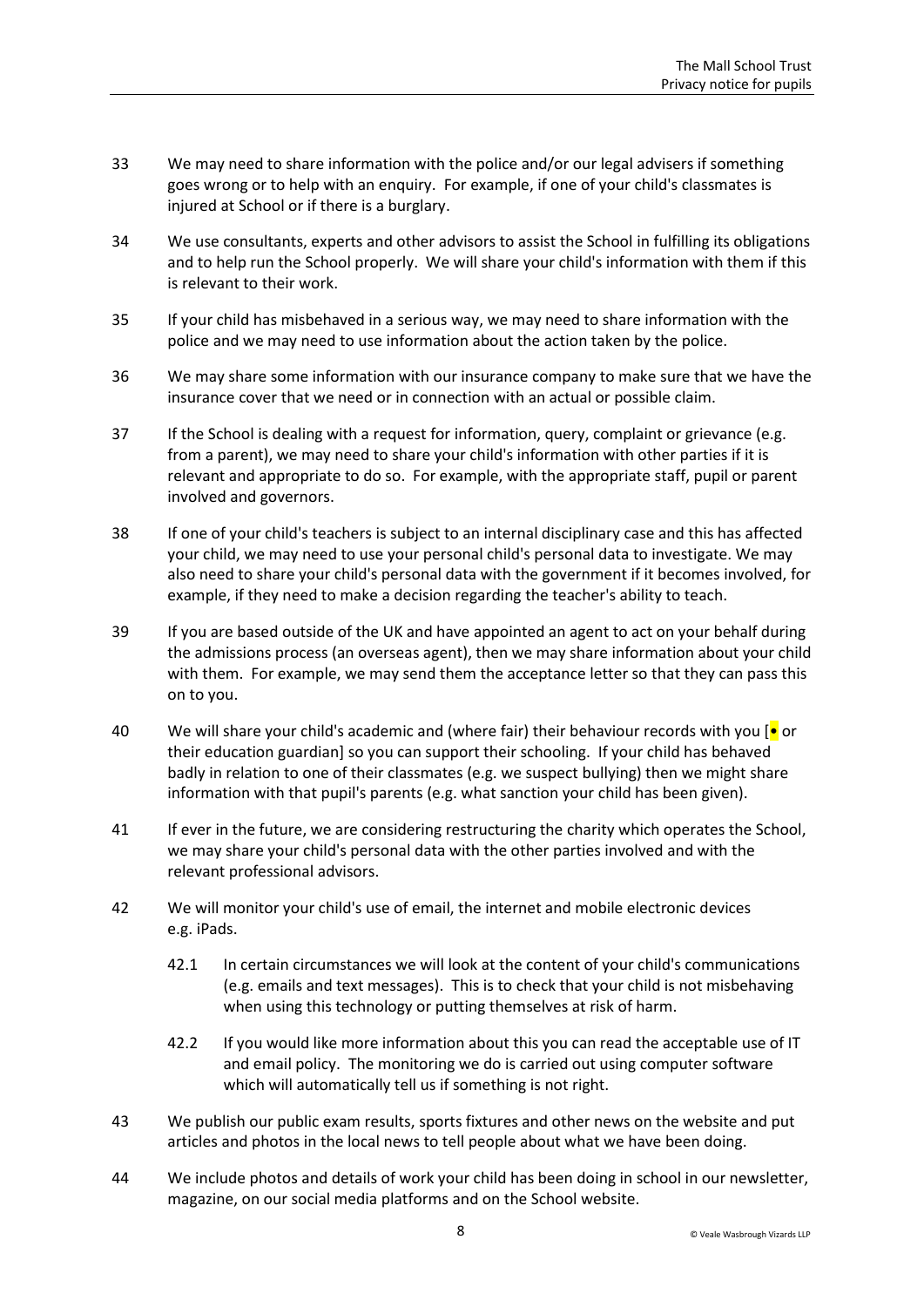33 We may need to share information with the police and/or our legal advisers if something goes wrong or to help with an enquiry. For example, if one of your child's classmates is injured at School or if there is a burglary.

34 We use consultants, experts and other advisors to assist the School in fulfilling its obligations and to help run the School properly. We will share your child's information with them if this is relevant to their work.

35 If your child has misbehaved in a serious way, we may need to share information with the police and we may need to use information about the action taken by the police.

36 We may share some information with our insurance company to make sure that we have the insurance cover that we need or in connection with an actual or possible claim.

37 If the School is dealing with a request for information, query, complaint or grievance (e.g. from a parent), we may need to share your child's information with other parties if it is relevant and appropriate to do so. For example, with the appropriate staff, pupil or parent involved and governors.

38 If one of your child's teachers is subject to an internal disciplinary case and this has affected your child, we may need to use your personal child's personal data to investigate. We may also need to share your child's personal data with the government if it becomes involved, for example, if they need to make a decision regarding the teacher's ability to teach.

39 If you are based outside of the UK and have appointed an agent to act on your behalf during the admissions process (an overseas agent), then we may share information about your child with them. For example, we may send them the acceptance letter so that they can pass this on to you.

40 We will share your child's academic and (where fair) their behaviour records with you [• or their education guardian] so you can support their schooling. If your child has behaved badly in relation to one of their classmates (e.g. we suspect bullying) then we might share information with that pupil's parents (e.g. what sanction your child has been given).

41 If ever in the future, we are considering restructuring the charity which operates the School, we may share your child's personal data with the other parties involved and with the relevant professional advisors.

42 We will monitor your child's use of email, the internet and mobile electronic devices e.g. iPads.

   42.1 In certain circumstances we will look at the content of your child's communications (e.g. emails and text messages). This is to check that your child is not misbehaving when using this technology or putting themselves at risk of harm.

   42.2 If you would like more information about this you can read the acceptable use of IT and email policy. The monitoring we do is carried out using computer software which will automatically tell us if something is not right.

43 We publish our public exam results, sports fixtures and other news on the website and put articles and photos in the local news to tell people about what we have been doing.

44 We include photos and details of work your child has been doing in school in our newsletter, magazine, on our social media platforms and on the School website.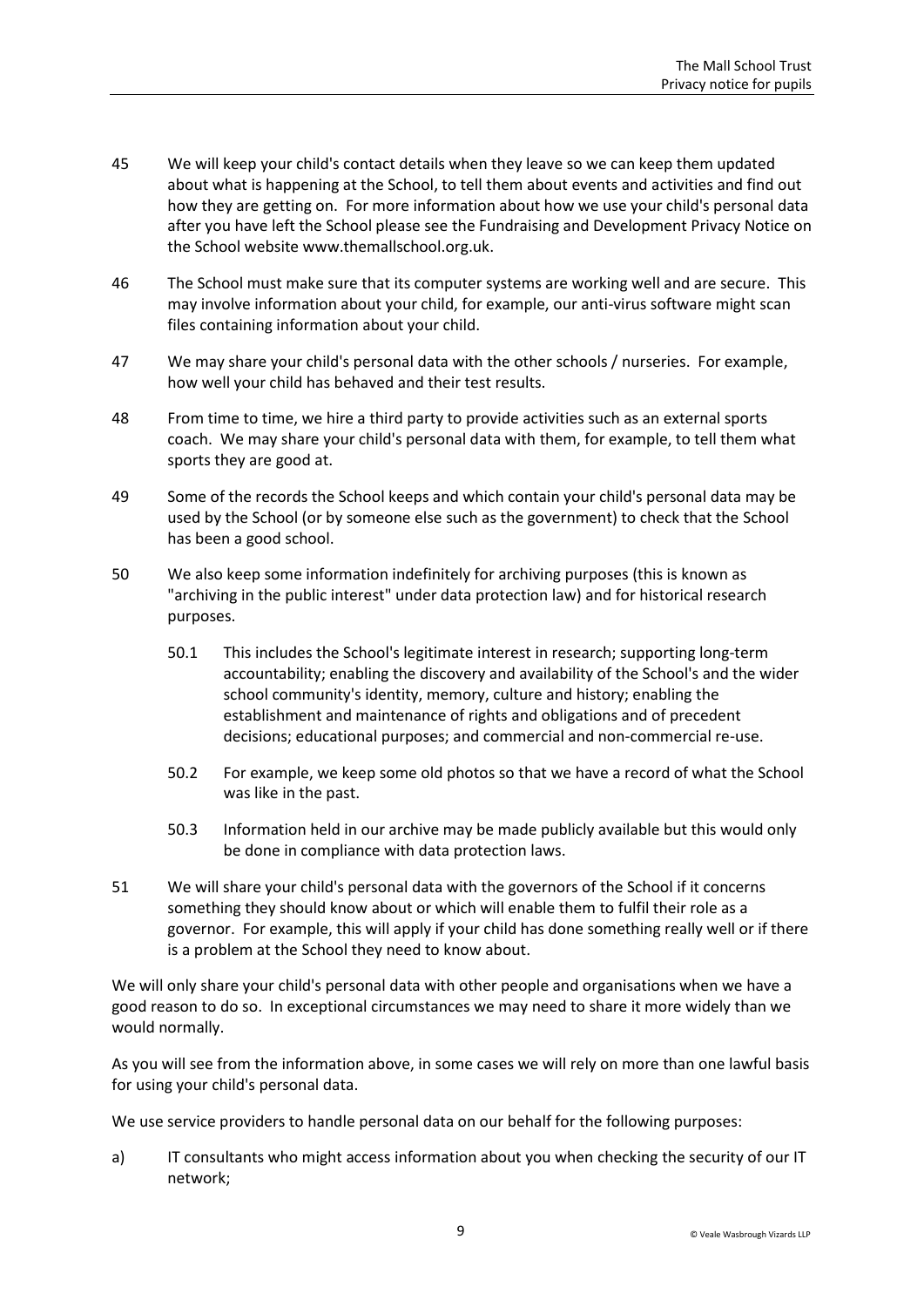45 We will keep your child's contact details when they leave so we can keep them updated about what is happening at the School, to tell them about events and activities and find out how they are getting on. For more information about how we use your child's personal data after you have left the School please see the Fundraising and Development Privacy Notice on the School website www.themallschool.org.uk.

46 The School must make sure that its computer systems are working well and are secure. This may involve information about your child, for example, our anti-virus software might scan files containing information about your child.

47 We may share your child's personal data with the other schools / nurseries. For example, how well your child has behaved and their test results.

48 From time to time, we hire a third party to provide activities such as an external sports coach. We may share your child's personal data with them, for example, to tell them what sports they are good at.

49 Some of the records the School keeps and which contain your child's personal data may be used by the School (or by someone else such as the government) to check that the School has been a good school.

50 We also keep some information indefinitely for archiving purposes (this is known as "archiving in the public interest" under data protection law) and for historical research purposes.

  50.1 This includes the School's legitimate interest in research; supporting long-term accountability; enabling the discovery and availability of the School's and the wider school community's identity, memory, culture and history; enabling the establishment and maintenance of rights and obligations and of precedent decisions; educational purposes; and commercial and non-commercial re-use.

  50.2 For example, we keep some old photos so that we have a record of what the School was like in the past.

  50.3 Information held in our archive may be made publicly available but this would only be done in compliance with data protection laws.

51 We will share your child's personal data with the governors of the School if it concerns something they should know about or which will enable them to fulfil their role as a governor. For example, this will apply if your child has done something really well or if there is a problem at the School they need to know about.

We will only share your child's personal data with other people and organisations when we have a good reason to do so. In exceptional circumstances we may need to share it more widely than we would normally.

As you will see from the information above, in some cases we will rely on more than one lawful basis for using your child's personal data.

We use service providers to handle personal data on our behalf for the following purposes:

a) IT consultants who might access information about you when checking the security of our IT network;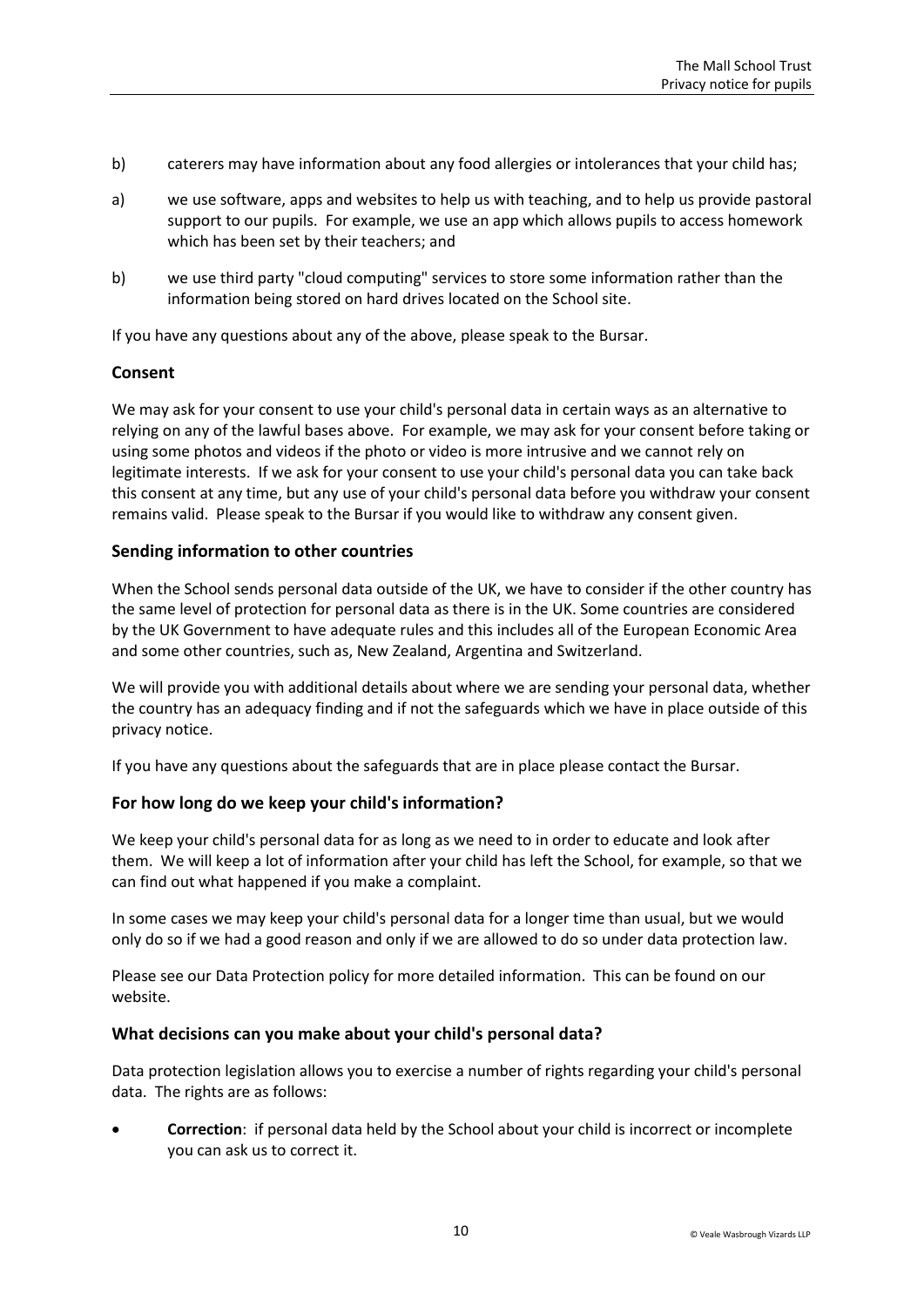b) caterers may have information about any food allergies or intolerances that your child has;

a) we use software, apps and websites to help us with teaching, and to help us provide pastoral support to our pupils. For example, we use an app which allows pupils to access homework which has been set by their teachers; and

b) we use third party "cloud computing" services to store some information rather than the information being stored on hard drives located on the School site.

If you have any questions about any of the above, please speak to the Bursar.

### Consent

We may ask for your consent to use your child's personal data in certain ways as an alternative to relying on any of the lawful bases above. For example, we may ask for your consent before taking or using some photos and videos if the photo or video is more intrusive and we cannot rely on legitimate interests. If we ask for your consent to use your child's personal data you can take back this consent at any time, but any use of your child's personal data before you withdraw your consent remains valid. Please speak to the Bursar if you would like to withdraw any consent given.

### Sending information to other countries

When the School sends personal data outside of the UK, we have to consider if the other country has the same level of protection for personal data as there is in the UK. Some countries are considered by the UK Government to have adequate rules and this includes all of the European Economic Area and some other countries, such as, New Zealand, Argentina and Switzerland.

We will provide you with additional details about where we are sending your personal data, whether the country has an adequacy finding and if not the safeguards which we have in place outside of this privacy notice.

If you have any questions about the safeguards that are in place please contact the Bursar.

### For how long do we keep your child's information?

We keep your child's personal data for as long as we need to in order to educate and look after them. We will keep a lot of information after your child has left the School, for example, so that we can find out what happened if you make a complaint.

In some cases we may keep your child's personal data for a longer time than usual, but we would only do so if we had a good reason and only if we are allowed to do so under data protection law.

Please see our Data Protection policy for more detailed information. This can be found on our website.

### What decisions can you make about your child's personal data?

Data protection legislation allows you to exercise a number of rights regarding your child's personal data. The rights are as follows:

- **Correction**: if personal data held by the School about your child is incorrect or incomplete you can ask us to correct it.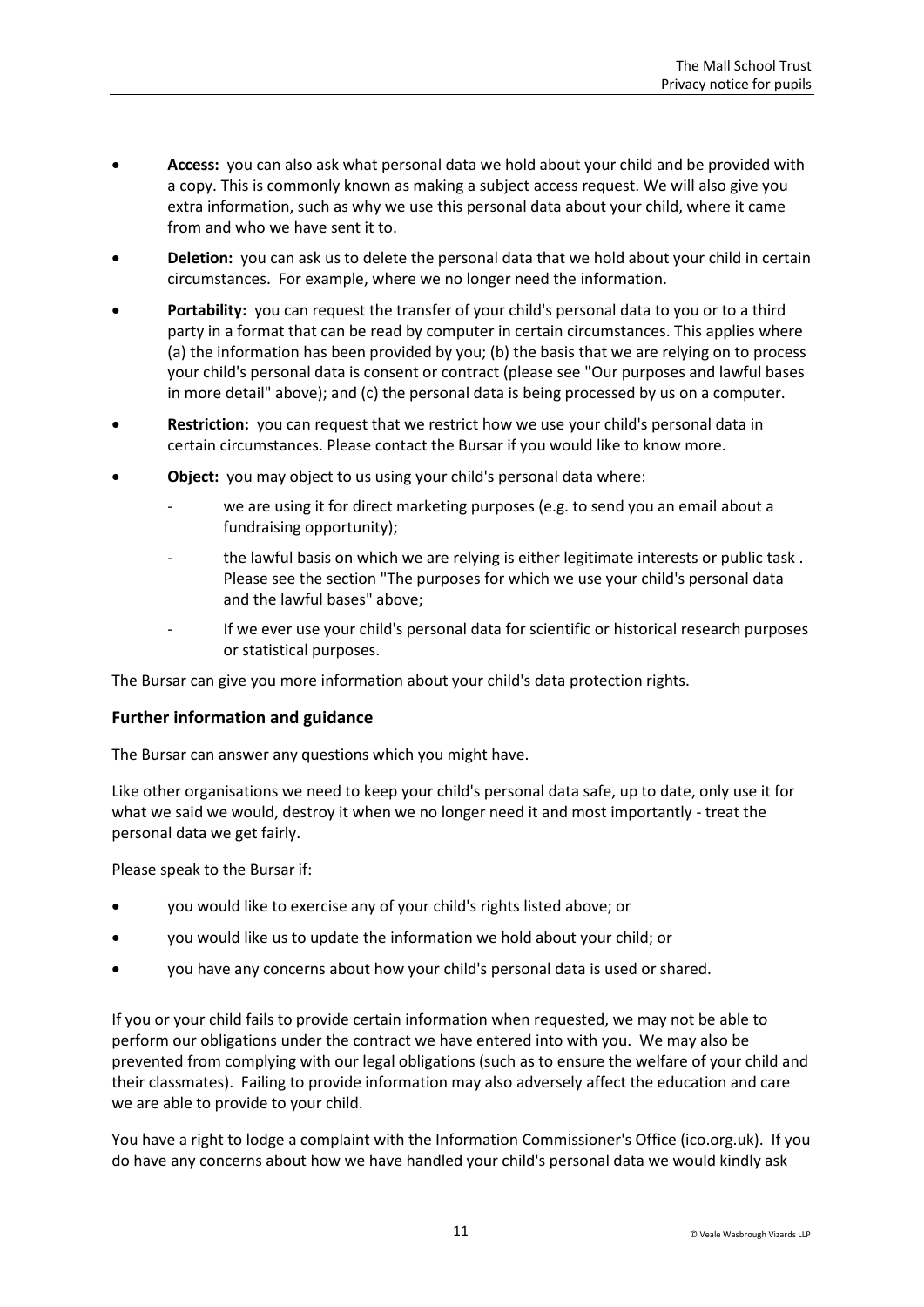- **Access:** you can also ask what personal data we hold about your child and be provided with a copy. This is commonly known as making a subject access request. We will also give you extra information, such as why we use this personal data about your child, where it came from and who we have sent it to.
- **Deletion:** you can ask us to delete the personal data that we hold about your child in certain circumstances. For example, where we no longer need the information.
- **Portability:** you can request the transfer of your child's personal data to you or to a third party in a format that can be read by computer in certain circumstances. This applies where (a) the information has been provided by you; (b) the basis that we are relying on to process your child's personal data is consent or contract (please see "Our purposes and lawful bases in more detail" above); and (c) the personal data is being processed by us on a computer.
- **Restriction:** you can request that we restrict how we use your child's personal data in certain circumstances. Please contact the Bursar if you would like to know more.
- **Object:** you may object to us using your child's personal data where:
  - we are using it for direct marketing purposes (e.g. to send you an email about a fundraising opportunity);
  - the lawful basis on which we are relying is either legitimate interests or public task . Please see the section "The purposes for which we use your child's personal data and the lawful bases" above;
  - If we ever use your child's personal data for scientific or historical research purposes or statistical purposes.

The Bursar can give you more information about your child's data protection rights.

## Further information and guidance

The Bursar can answer any questions which you might have.

Like other organisations we need to keep your child's personal data safe, up to date, only use it for what we said we would, destroy it when we no longer need it and most importantly - treat the personal data we get fairly.

Please speak to the Bursar if:

- you would like to exercise any of your child's rights listed above; or
- you would like us to update the information we hold about your child; or
- you have any concerns about how your child's personal data is used or shared.

If you or your child fails to provide certain information when requested, we may not be able to perform our obligations under the contract we have entered into with you. We may also be prevented from complying with our legal obligations (such as to ensure the welfare of your child and their classmates). Failing to provide information may also adversely affect the education and care we are able to provide to your child.

You have a right to lodge a complaint with the Information Commissioner's Office (ico.org.uk). If you do have any concerns about how we have handled your child's personal data we would kindly ask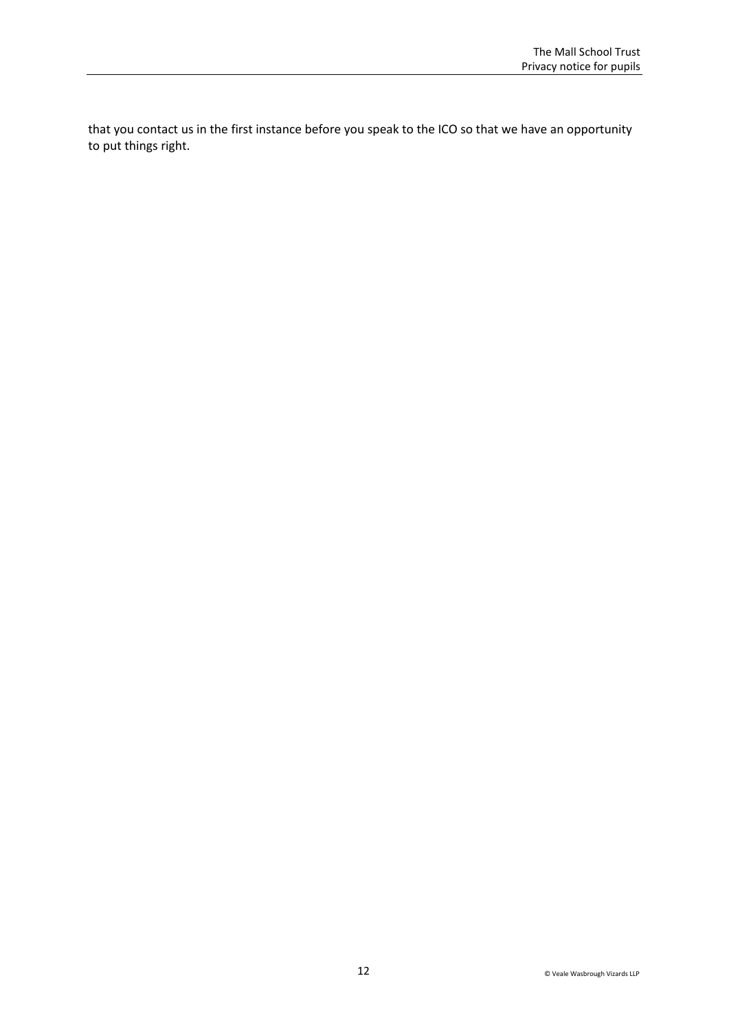that you contact us in the first instance before you speak to the ICO so that we have an opportunity to put things right.